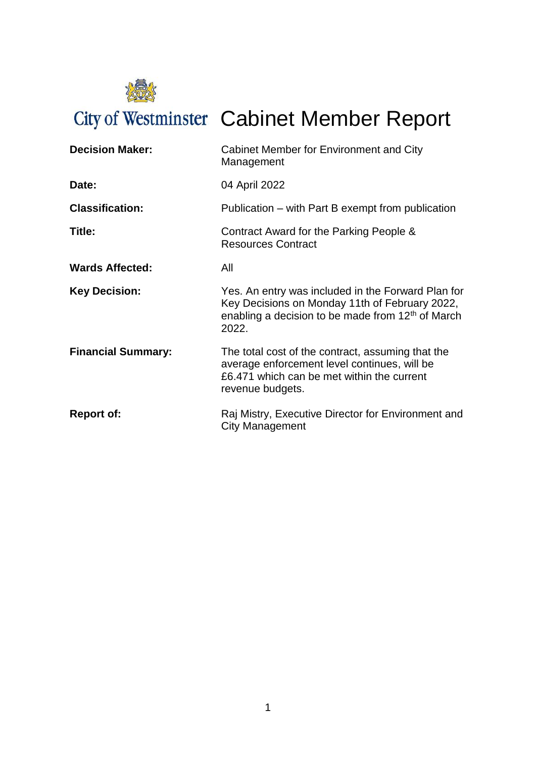City of Westminster

# Cabinet Member Report

| | |
|---|---|
| **Decision Maker:** | Cabinet Member for Environment and City Management |
| **Date:** | 04 April 2022 |
| **Classification:** | Publication – with Part B exempt from publication |
| **Title:** | Contract Award for the Parking People & Resources Contract |
| **Wards Affected:** | All |
| **Key Decision:** | Yes. An entry was included in the Forward Plan for Key Decisions on Monday 11th of February 2022, enabling a decision to be made from 12th of March 2022. |
| **Financial Summary:** | The total cost of the contract, assuming that the average enforcement level continues, will be £6.471 which can be met within the current revenue budgets. |
| **Report of:** | Raj Mistry, Executive Director for Environment and City Management |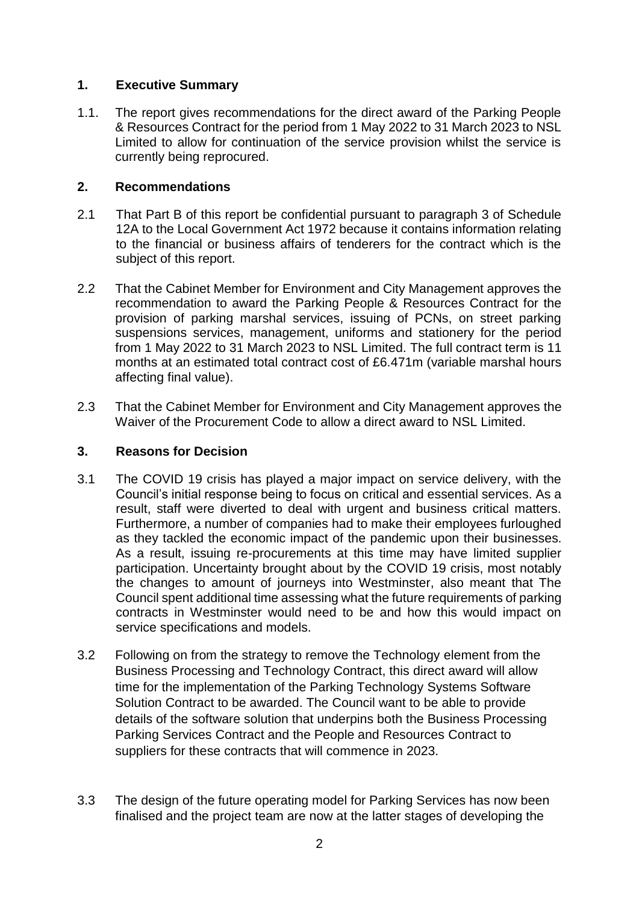## 1. Executive Summary

1.1. The report gives recommendations for the direct award of the Parking People & Resources Contract for the period from 1 May 2022 to 31 March 2023 to NSL Limited to allow for continuation of the service provision whilst the service is currently being reprocured.

## 2. Recommendations

2.1 That Part B of this report be confidential pursuant to paragraph 3 of Schedule 12A to the Local Government Act 1972 because it contains information relating to the financial or business affairs of tenderers for the contract which is the subject of this report.

2.2 That the Cabinet Member for Environment and City Management approves the recommendation to award the Parking People & Resources Contract for the provision of parking marshal services, issuing of PCNs, on street parking suspensions services, management, uniforms and stationery for the period from 1 May 2022 to 31 March 2023 to NSL Limited. The full contract term is 11 months at an estimated total contract cost of £6.471m (variable marshal hours affecting final value).

2.3 That the Cabinet Member for Environment and City Management approves the Waiver of the Procurement Code to allow a direct award to NSL Limited.

## 3. Reasons for Decision

3.1 The COVID 19 crisis has played a major impact on service delivery, with the Council's initial response being to focus on critical and essential services. As a result, staff were diverted to deal with urgent and business critical matters. Furthermore, a number of companies had to make their employees furloughed as they tackled the economic impact of the pandemic upon their businesses. As a result, issuing re-procurements at this time may have limited supplier participation. Uncertainty brought about by the COVID 19 crisis, most notably the changes to amount of journeys into Westminster, also meant that The Council spent additional time assessing what the future requirements of parking contracts in Westminster would need to be and how this would impact on service specifications and models.

3.2 Following on from the strategy to remove the Technology element from the Business Processing and Technology Contract, this direct award will allow time for the implementation of the Parking Technology Systems Software Solution Contract to be awarded. The Council want to be able to provide details of the software solution that underpins both the Business Processing Parking Services Contract and the People and Resources Contract to suppliers for these contracts that will commence in 2023.

3.3 The design of the future operating model for Parking Services has now been finalised and the project team are now at the latter stages of developing the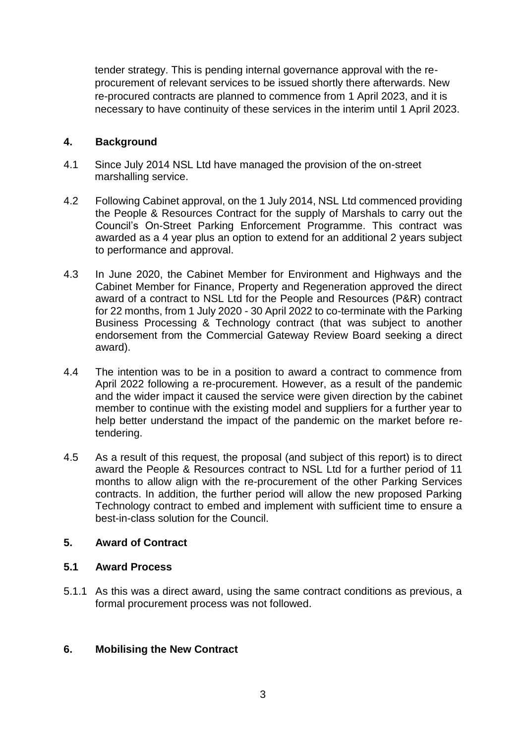tender strategy. This is pending internal governance approval with the re-procurement of relevant services to be issued shortly there afterwards. New re-procured contracts are planned to commence from 1 April 2023, and it is necessary to have continuity of these services in the interim until 1 April 2023.

## 4. Background

4.1 Since July 2014 NSL Ltd have managed the provision of the on-street marshalling service.

4.2 Following Cabinet approval, on the 1 July 2014, NSL Ltd commenced providing the People & Resources Contract for the supply of Marshals to carry out the Council's On-Street Parking Enforcement Programme. This contract was awarded as a 4 year plus an option to extend for an additional 2 years subject to performance and approval.

4.3 In June 2020, the Cabinet Member for Environment and Highways and the Cabinet Member for Finance, Property and Regeneration approved the direct award of a contract to NSL Ltd for the People and Resources (P&R) contract for 22 months, from 1 July 2020 - 30 April 2022 to co-terminate with the Parking Business Processing & Technology contract (that was subject to another endorsement from the Commercial Gateway Review Board seeking a direct award).

4.4 The intention was to be in a position to award a contract to commence from April 2022 following a re-procurement. However, as a result of the pandemic and the wider impact it caused the service were given direction by the cabinet member to continue with the existing model and suppliers for a further year to help better understand the impact of the pandemic on the market before re-tendering.

4.5 As a result of this request, the proposal (and subject of this report) is to direct award the People & Resources contract to NSL Ltd for a further period of 11 months to allow align with the re-procurement of the other Parking Services contracts. In addition, the further period will allow the new proposed Parking Technology contract to embed and implement with sufficient time to ensure a best-in-class solution for the Council.

## 5. Award of Contract

### 5.1 Award Process

5.1.1 As this was a direct award, using the same contract conditions as previous, a formal procurement process was not followed.

## 6. Mobilising the New Contract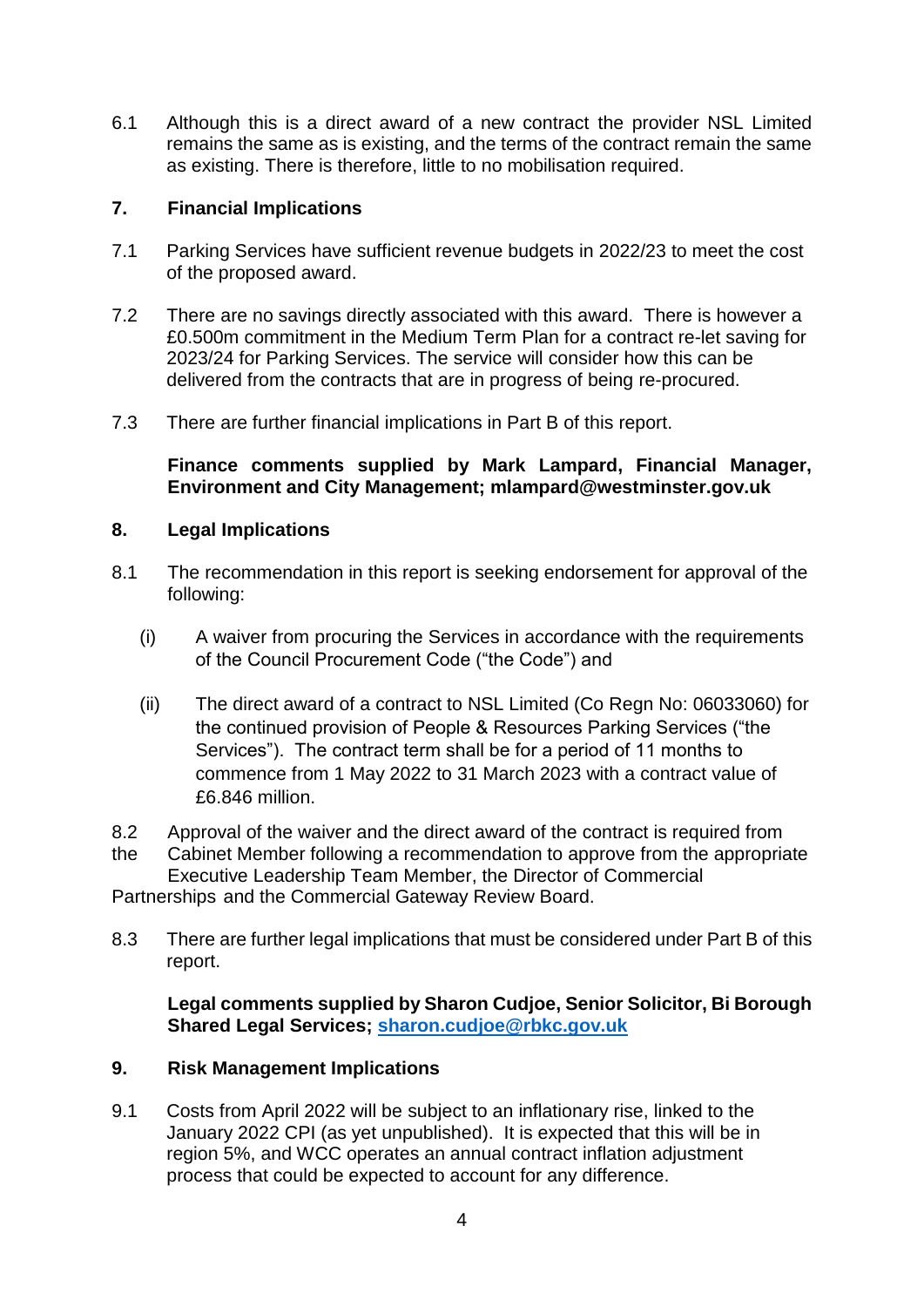6.1 Although this is a direct award of a new contract the provider NSL Limited remains the same as is existing, and the terms of the contract remain the same as existing. There is therefore, little to no mobilisation required.

## 7. Financial Implications

7.1 Parking Services have sufficient revenue budgets in 2022/23 to meet the cost of the proposed award.

7.2 There are no savings directly associated with this award. There is however a £0.500m commitment in the Medium Term Plan for a contract re-let saving for 2023/24 for Parking Services. The service will consider how this can be delivered from the contracts that are in progress of being re-procured.

7.3 There are further financial implications in Part B of this report.

**Finance comments supplied by Mark Lampard, Financial Manager, Environment and City Management; mlampard@westminster.gov.uk**

## 8. Legal Implications

8.1 The recommendation in this report is seeking endorsement for approval of the following:

(i) A waiver from procuring the Services in accordance with the requirements of the Council Procurement Code ("the Code") and

(ii) The direct award of a contract to NSL Limited (Co Regn No: 06033060) for the continued provision of People & Resources Parking Services ("the Services"). The contract term shall be for a period of 11 months to commence from 1 May 2022 to 31 March 2023 with a contract value of £6.846 million.

8.2 Approval of the waiver and the direct award of the contract is required from the Cabinet Member following a recommendation to approve from the appropriate Executive Leadership Team Member, the Director of Commercial Partnerships and the Commercial Gateway Review Board.

8.3 There are further legal implications that must be considered under Part B of this report.

**Legal comments supplied by Sharon Cudjoe, Senior Solicitor, Bi Borough Shared Legal Services; sharon.cudjoe@rbkc.gov.uk**

## 9. Risk Management Implications

9.1 Costs from April 2022 will be subject to an inflationary rise, linked to the January 2022 CPI (as yet unpublished). It is expected that this will be in region 5%, and WCC operates an annual contract inflation adjustment process that could be expected to account for any difference.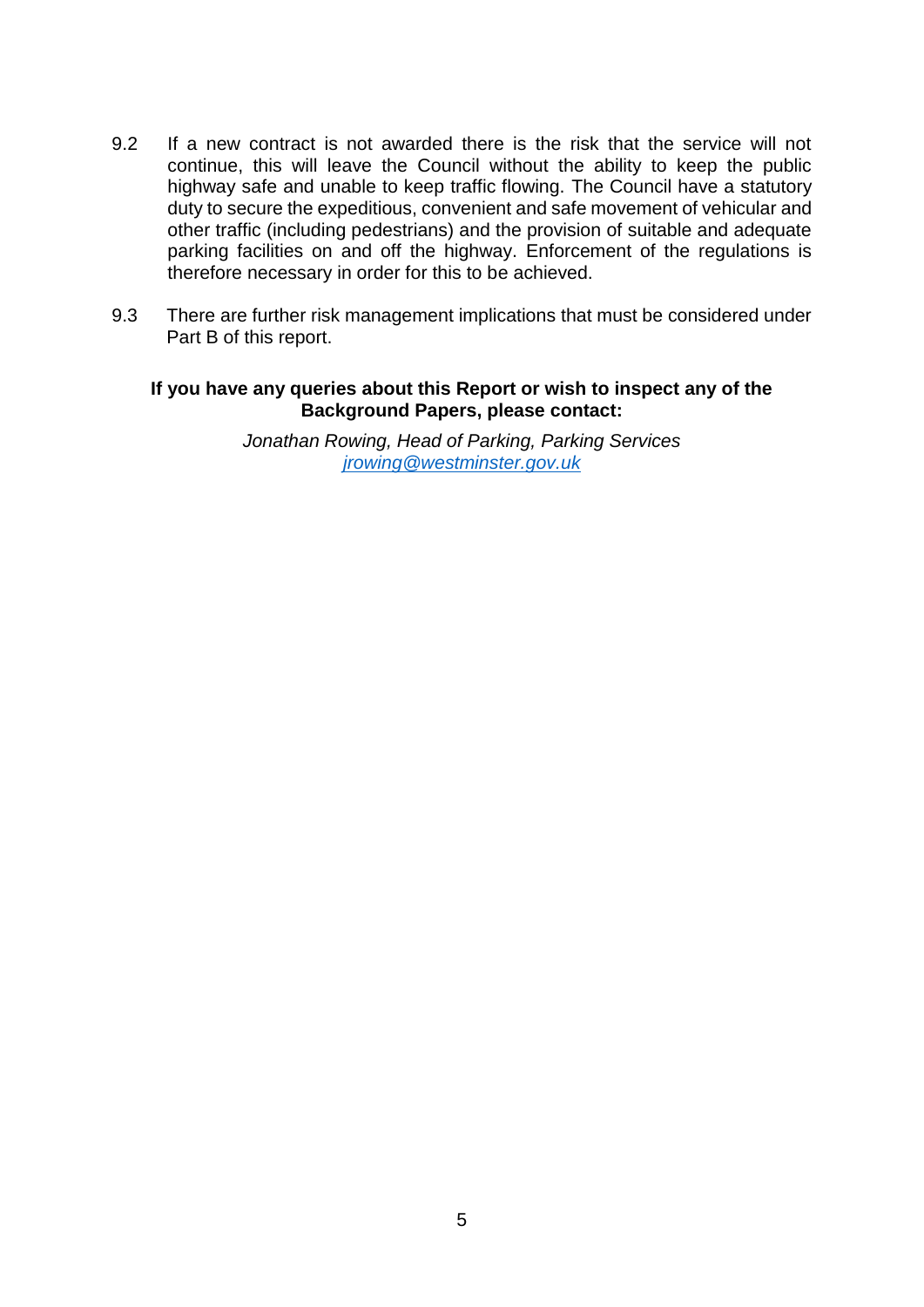9.2 If a new contract is not awarded there is the risk that the service will not continue, this will leave the Council without the ability to keep the public highway safe and unable to keep traffic flowing. The Council have a statutory duty to secure the expeditious, convenient and safe movement of vehicular and other traffic (including pedestrians) and the provision of suitable and adequate parking facilities on and off the highway. Enforcement of the regulations is therefore necessary in order for this to be achieved.

9.3 There are further risk management implications that must be considered under Part B of this report.

**If you have any queries about this Report or wish to inspect any of the Background Papers, please contact:**

*Jonathan Rowing, Head of Parking, Parking Services*
*jrowing@westminster.gov.uk*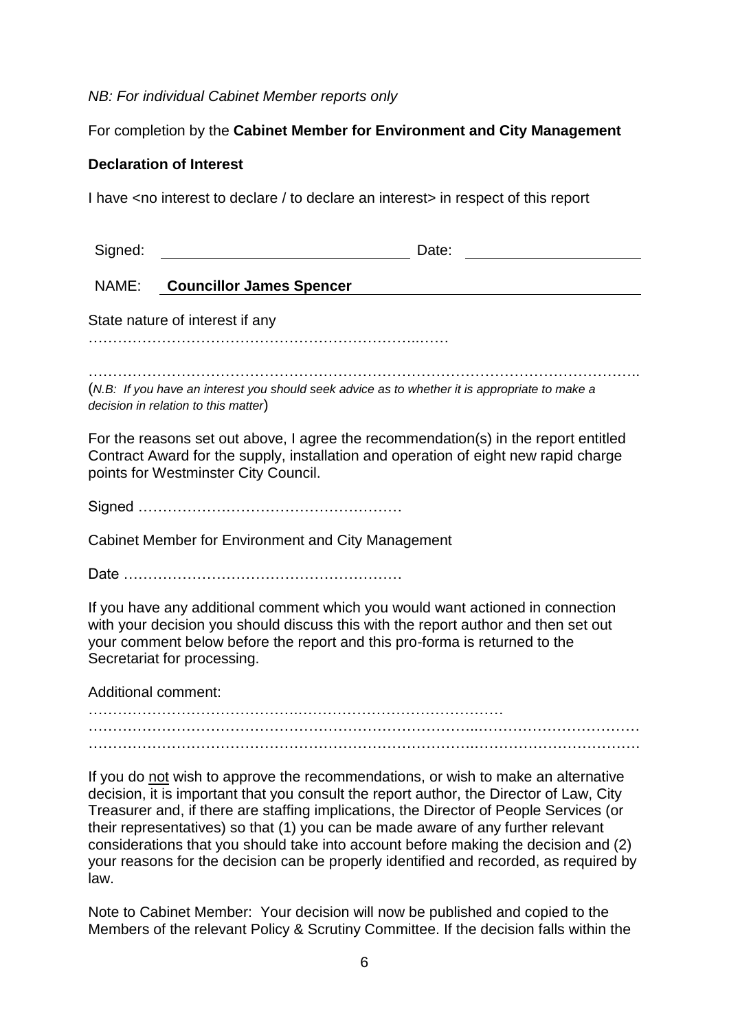*NB: For individual Cabinet Member reports only*

For completion by the **Cabinet Member for Environment and City Management**

**Declaration of Interest**

I have <no interest to declare / to declare an interest> in respect of this report

| Signed: | | Date: | |
|---|---|---|---|
| NAME: | **Councillor James Spencer** | | |

State nature of interest if any …………………………………………………………..……

…………………………………………………………………………………………………..

(*N.B: If you have an interest you should seek advice as to whether it is appropriate to make a decision in relation to this matter*)

For the reasons set out above, I agree the recommendation(s) in the report entitled Contract Award for the supply, installation and operation of eight new rapid charge points for Westminster City Council.

Signed ………………………………………………

Cabinet Member for Environment and City Management

Date …………………………………………………

If you have any additional comment which you would want actioned in connection with your decision you should discuss this with the report author and then set out your comment below before the report and this pro-forma is returned to the Secretariat for processing.

Additional comment: …………………………………….……………………………………

…………………………………………………………………...……………………………

……………………………………………………….…………….……………………………

If you do not wish to approve the recommendations, or wish to make an alternative decision, it is important that you consult the report author, the Director of Law, City Treasurer and, if there are staffing implications, the Director of People Services (or their representatives) so that (1) you can be made aware of any further relevant considerations that you should take into account before making the decision and (2) your reasons for the decision can be properly identified and recorded, as required by law.

Note to Cabinet Member: Your decision will now be published and copied to the Members of the relevant Policy & Scrutiny Committee. If the decision falls within the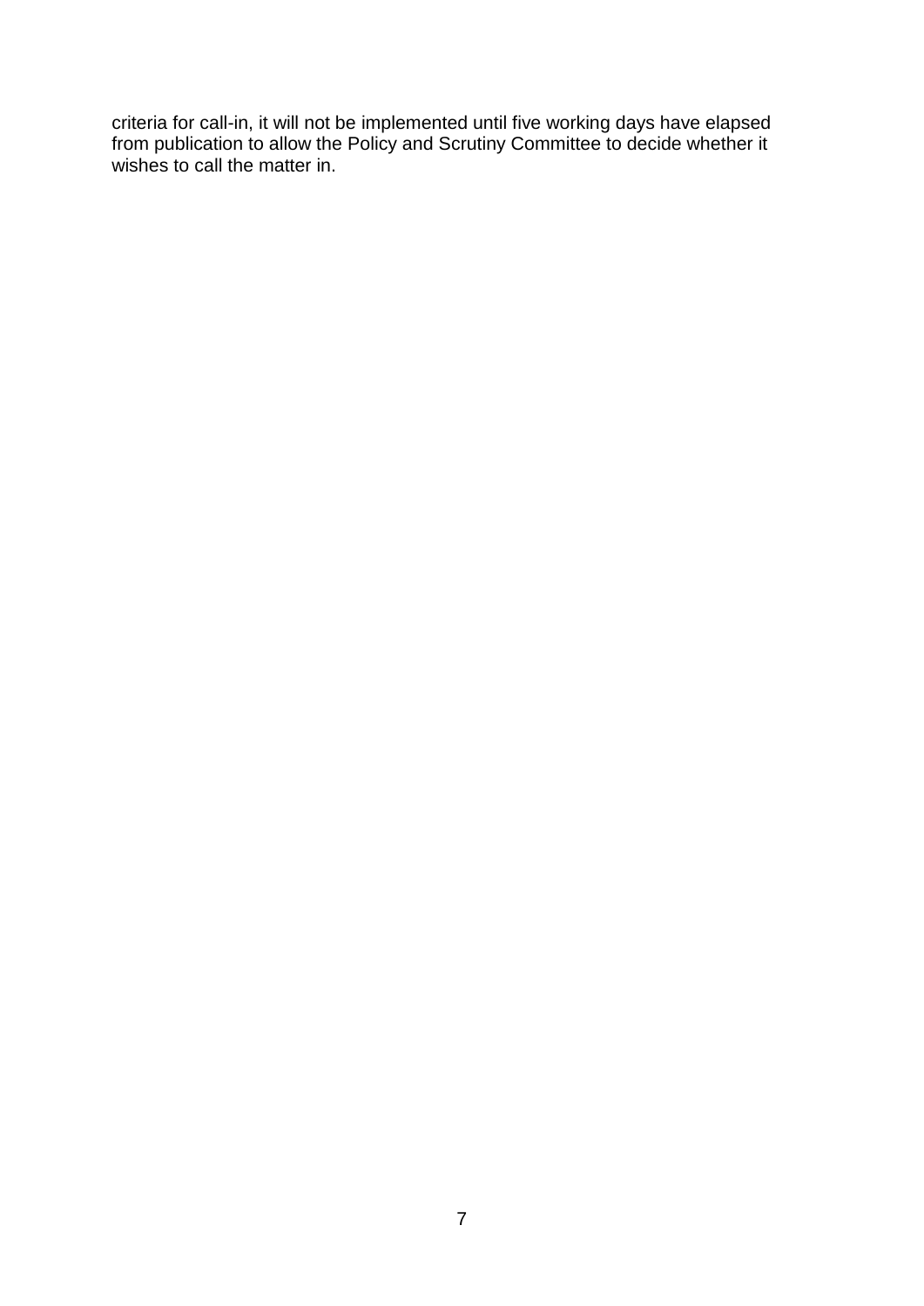criteria for call-in, it will not be implemented until five working days have elapsed from publication to allow the Policy and Scrutiny Committee to decide whether it wishes to call the matter in.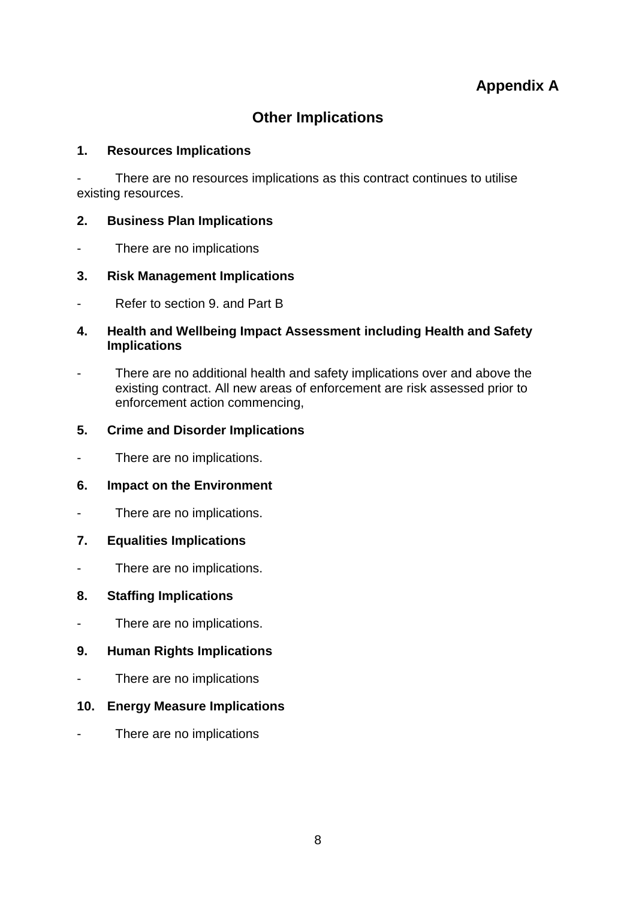**Appendix A**

## Other Implications

### 1. Resources Implications

- There are no resources implications as this contract continues to utilise existing resources.

### 2. Business Plan Implications

- There are no implications

### 3. Risk Management Implications

- Refer to section 9. and Part B

### 4. Health and Wellbeing Impact Assessment including Health and Safety Implications

- There are no additional health and safety implications over and above the existing contract. All new areas of enforcement are risk assessed prior to enforcement action commencing,

### 5. Crime and Disorder Implications

- There are no implications.

### 6. Impact on the Environment

- There are no implications.

### 7. Equalities Implications

- There are no implications.

### 8. Staffing Implications

- There are no implications.

### 9. Human Rights Implications

- There are no implications

### 10. Energy Measure Implications

- There are no implications